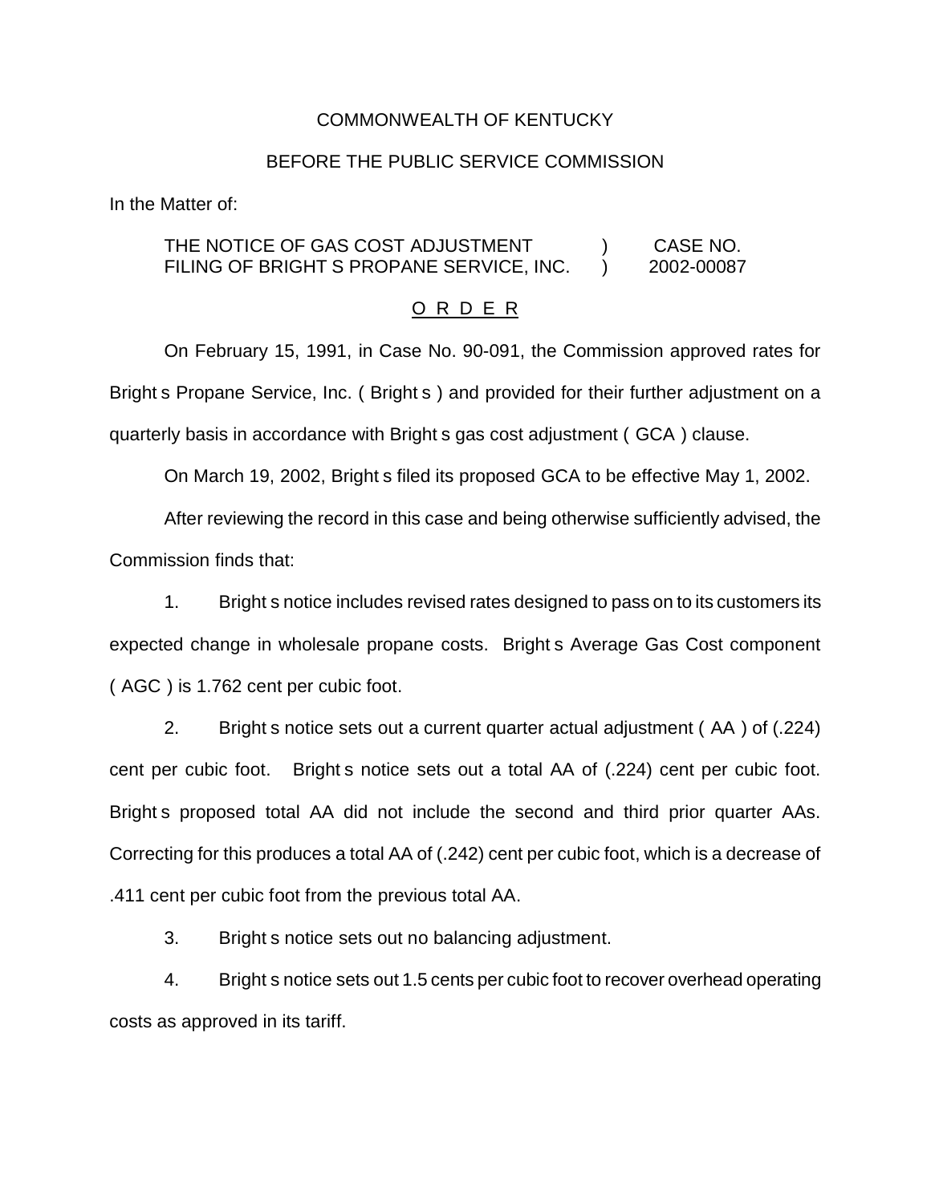COMMONWEALTH OF KENTUCKY

BEFORE THE PUBLIC SERVICE COMMISSION

In the Matter of:

| THE NOTICE OF GAS COST ADJUSTMENT FILING OF BRIGHT S PROPANE SERVICE, INC. | ) ) | CASE NO. 2002-00087 |
|---|---|---|

O R D E R

On February 15, 1991, in Case No. 90-091, the Commission approved rates for Bright s Propane Service, Inc. ( Bright s ) and provided for their further adjustment on a quarterly basis in accordance with Bright s gas cost adjustment ( GCA ) clause.

On March 19, 2002, Bright s filed its proposed GCA to be effective May 1, 2002.

After reviewing the record in this case and being otherwise sufficiently advised, the Commission finds that:

1. Bright s notice includes revised rates designed to pass on to its customers its expected change in wholesale propane costs. Bright s Average Gas Cost component ( AGC ) is 1.762 cent per cubic foot.

2. Bright s notice sets out a current quarter actual adjustment ( AA ) of (.224) cent per cubic foot. Bright s notice sets out a total AA of (.224) cent per cubic foot. Bright s proposed total AA did not include the second and third prior quarter AAs. Correcting for this produces a total AA of (.242) cent per cubic foot, which is a decrease of .411 cent per cubic foot from the previous total AA.

3. Bright s notice sets out no balancing adjustment.

4. Bright s notice sets out 1.5 cents per cubic foot to recover overhead operating costs as approved in its tariff.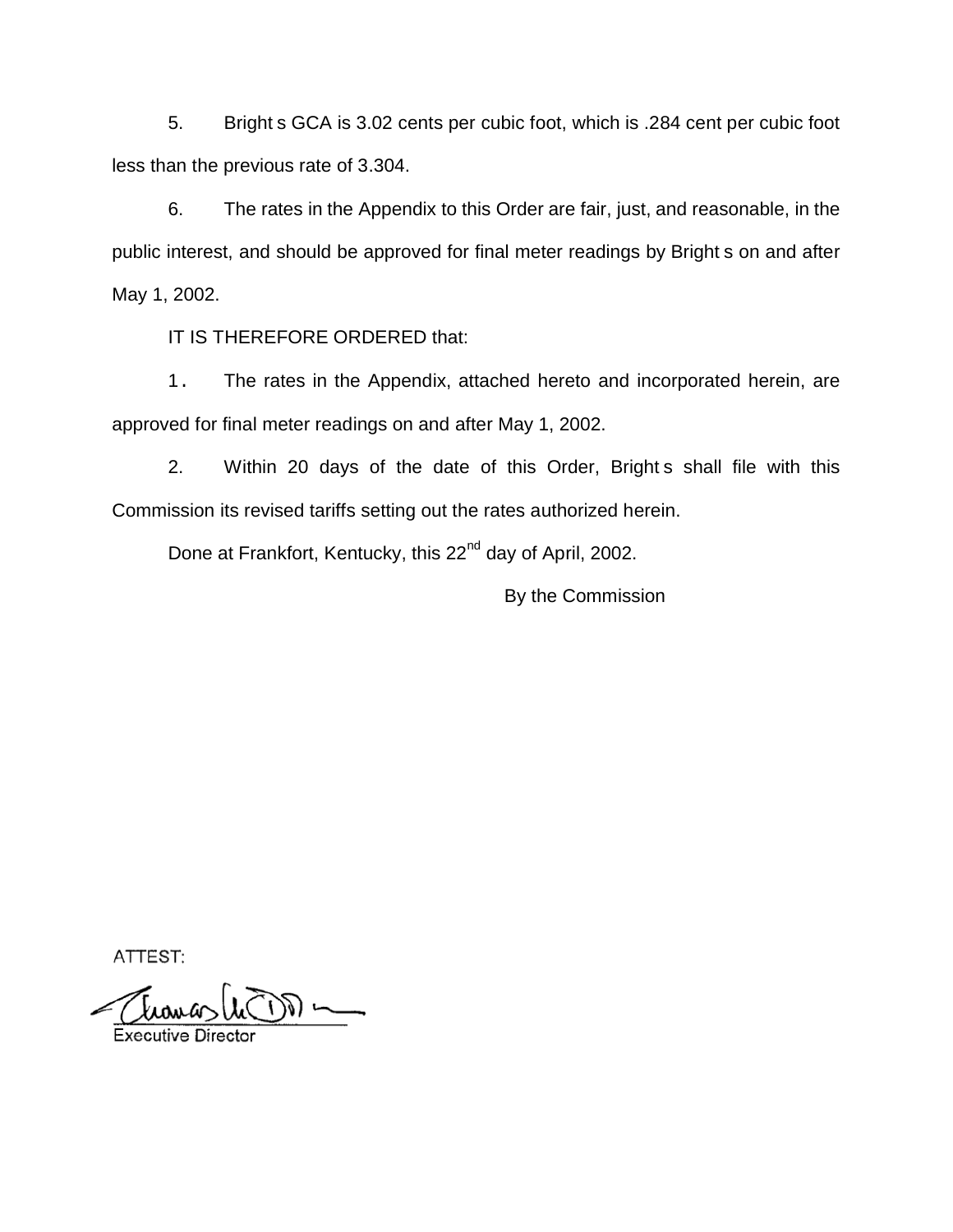5. Bright s GCA is 3.02 cents per cubic foot, which is .284 cent per cubic foot less than the previous rate of 3.304.

6. The rates in the Appendix to this Order are fair, just, and reasonable, in the public interest, and should be approved for final meter readings by Bright s on and after May 1, 2002.

IT IS THEREFORE ORDERED that:

1. The rates in the Appendix, attached hereto and incorporated herein, are approved for final meter readings on and after May 1, 2002.

2. Within 20 days of the date of this Order, Bright s shall file with this Commission its revised tariffs setting out the rates authorized herein.

Done at Frankfort, Kentucky, this 22nd day of April, 2002.

By the Commission

ATTEST:

Executive Director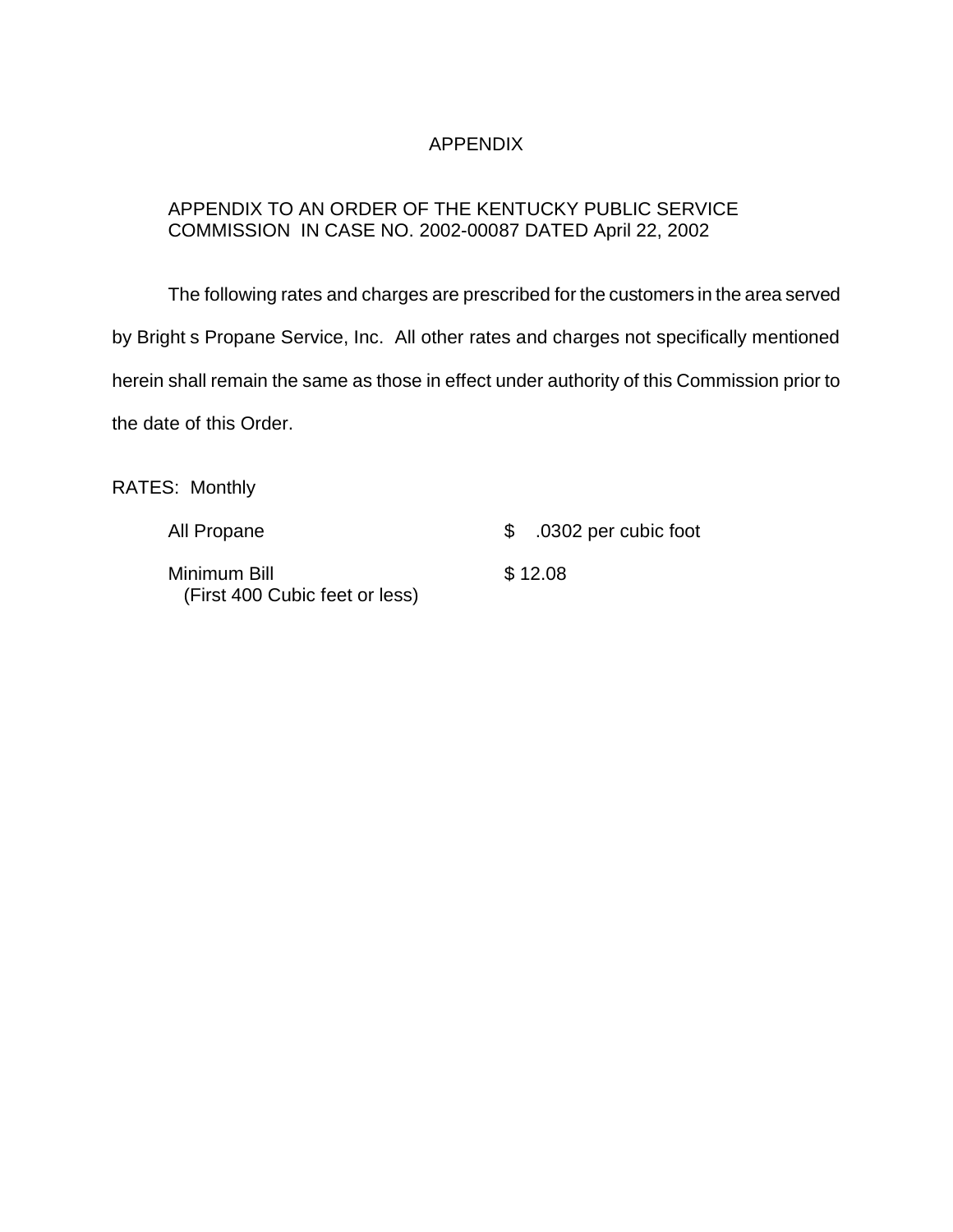# APPENDIX

APPENDIX TO AN ORDER OF THE KENTUCKY PUBLIC SERVICE COMMISSION IN CASE NO. 2002-00087 DATED April 22, 2002

The following rates and charges are prescribed for the customers in the area served by Bright s Propane Service, Inc. All other rates and charges not specifically mentioned herein shall remain the same as those in effect under authority of this Commission prior to the date of this Order.

RATES: Monthly

| | |
|---|---|
| All Propane | $ .0302 per cubic foot |
| Minimum Bill (First 400 Cubic feet or less) | $ 12.08 |